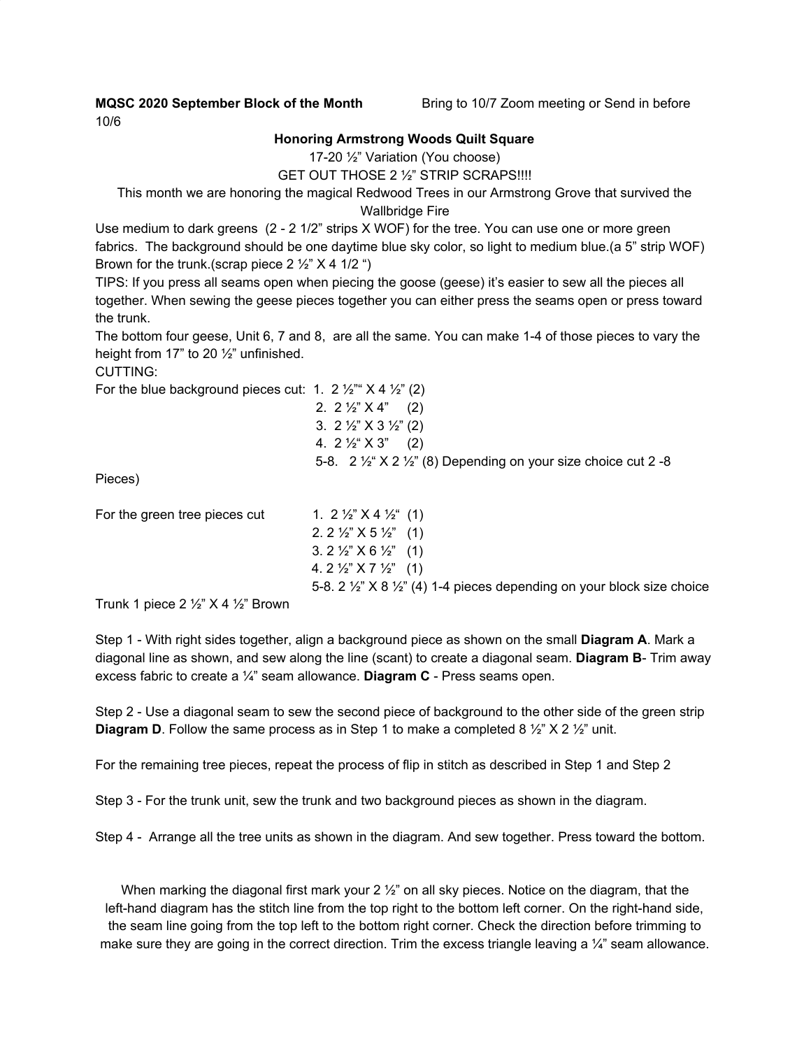**MQSC 2020 September Block of the Month** Bring to 10/7 Zoom meeting or Send in before 10/6

**Honoring Armstrong Woods Quilt Square**

17-20 ½" Variation (You choose)

GET OUT THOSE 2 ½" STRIP SCRAPS!!!!

This month we are honoring the magical Redwood Trees in our Armstrong Grove that survived the Wallbridge Fire

Use medium to dark greens (2 - 2 1/2" strips X WOF) for the tree. You can use one or more green fabrics. The background should be one daytime blue sky color, so light to medium blue.(a 5" strip WOF) Brown for the trunk.(scrap piece 2 ½" X 4 1/2 ")

TIPS: If you press all seams open when piecing the goose (geese) it's easier to sew all the pieces all together. When sewing the geese pieces together you can either press the seams open or press toward the trunk.

The bottom four geese, Unit 6, 7 and 8, are all the same. You can make 1-4 of those pieces to vary the height from 17" to 20 ½" unfinished.

CUTTING:

For the blue background pieces cut:
1. 2 ½"" X 4 ½" (2)
2. 2 ½" X 4" (2)
3. 2 ½" X 3 ½" (2)
4. 2 ½" X 3" (2)
5-8. 2 ½" X 2 ½" (8) Depending on your size choice cut 2 -8 Pieces)

For the green tree pieces cut
1. 2 ½" X 4 ½" (1)
2. 2 ½" X 5 ½" (1)
3. 2 ½" X 6 ½" (1)
4. 2 ½" X 7 ½" (1)
5-8. 2 ½" X 8 ½" (4) 1-4 pieces depending on your block size choice

Trunk 1 piece 2 ½" X 4 ½" Brown

Step 1 - With right sides together, align a background piece as shown on the small **Diagram A**. Mark a diagonal line as shown, and sew along the line (scant) to create a diagonal seam. **Diagram B**- Trim away excess fabric to create a ¼" seam allowance. **Diagram C** - Press seams open.

Step 2 - Use a diagonal seam to sew the second piece of background to the other side of the green strip **Diagram D**. Follow the same process as in Step 1 to make a completed 8 ½" X 2 ½" unit.

For the remaining tree pieces, repeat the process of flip in stitch as described in Step 1 and Step 2

Step 3 - For the trunk unit, sew the trunk and two background pieces as shown in the diagram.

Step 4 - Arrange all the tree units as shown in the diagram. And sew together. Press toward the bottom.

When marking the diagonal first mark your 2 ½" on all sky pieces. Notice on the diagram, that the left-hand diagram has the stitch line from the top right to the bottom left corner. On the right-hand side, the seam line going from the top left to the bottom right corner. Check the direction before trimming to make sure they are going in the correct direction. Trim the excess triangle leaving a ¼" seam allowance.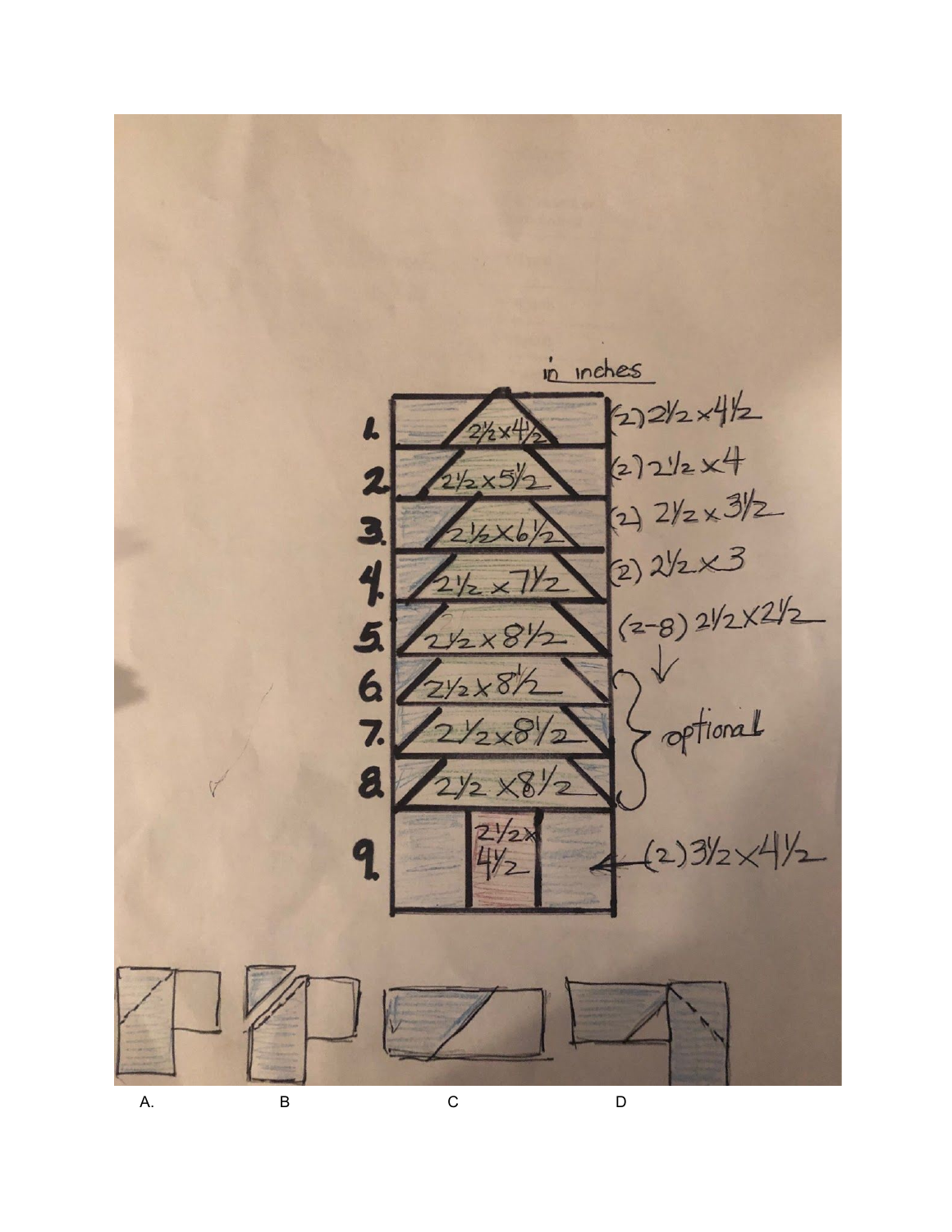in inches

| Row | Center piece | Side pieces |
|---|---|---|
| 1. | 2½ x 4½ | (2) 2½ x 4½ |
| 2. | 2½ x 5½ | (2) 2½ x 4 |
| 3. | 2½ x 6½ | (2) 2½ x 3½ |
| 4. | 2½ x 7½ | (2) 2½ x 3 |
| 5. | 2½ x 8½ | (2-8) 2½ x 2½ |
| 6. | 2½ x 8½ | optional |
| 7. | 2½ x 8½ | optional |
| 8. | 2½ x 8½ | optional |
| 9. | 2½ x 4½ | (2) 3½ x 4½ |

A. B C D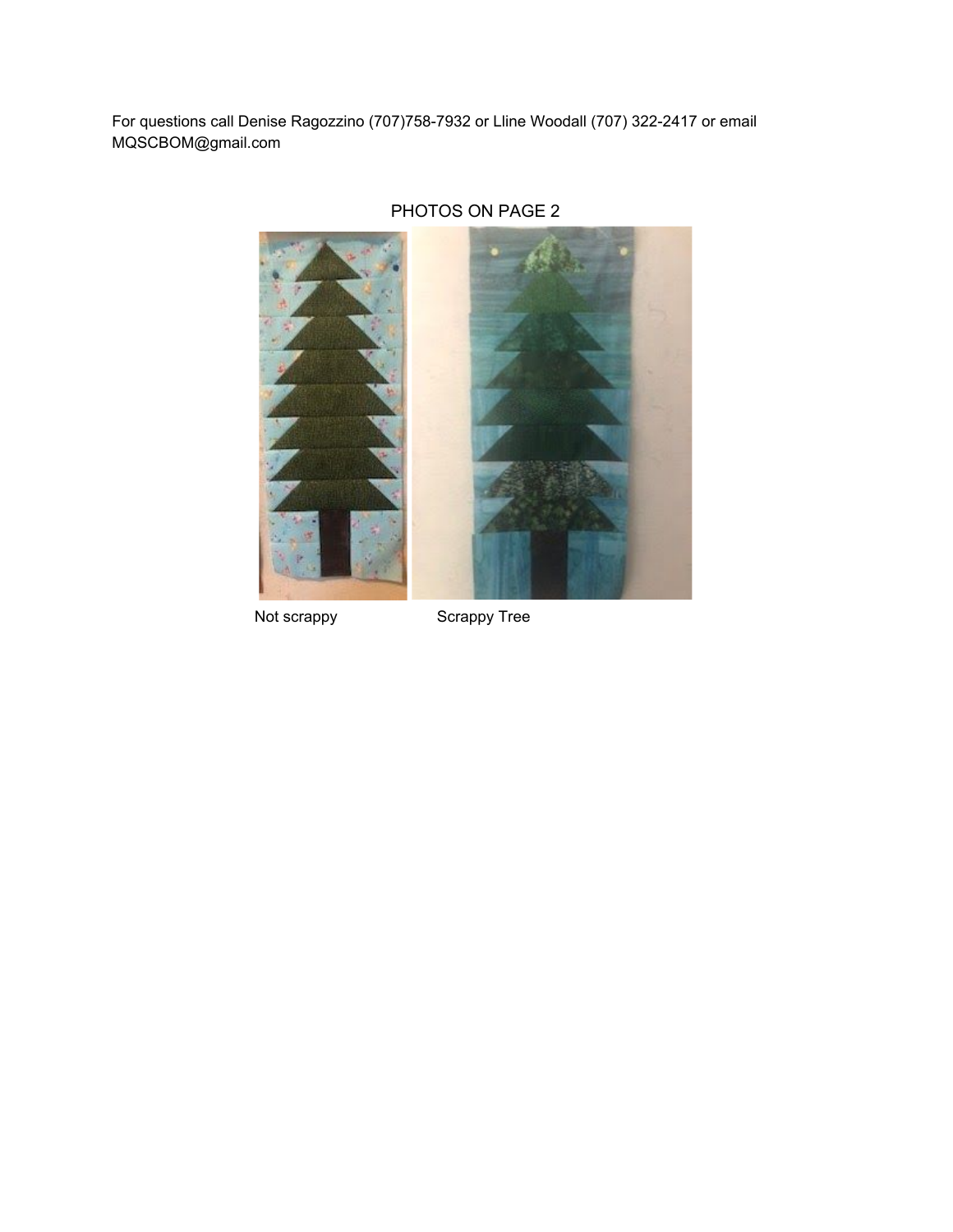For questions call Denise Ragozzino (707)758-7932 or Lline Woodall (707) 322-2417 or email MQSCBOM@gmail.com

PHOTOS ON PAGE 2

Not scrappy

Scrappy Tree